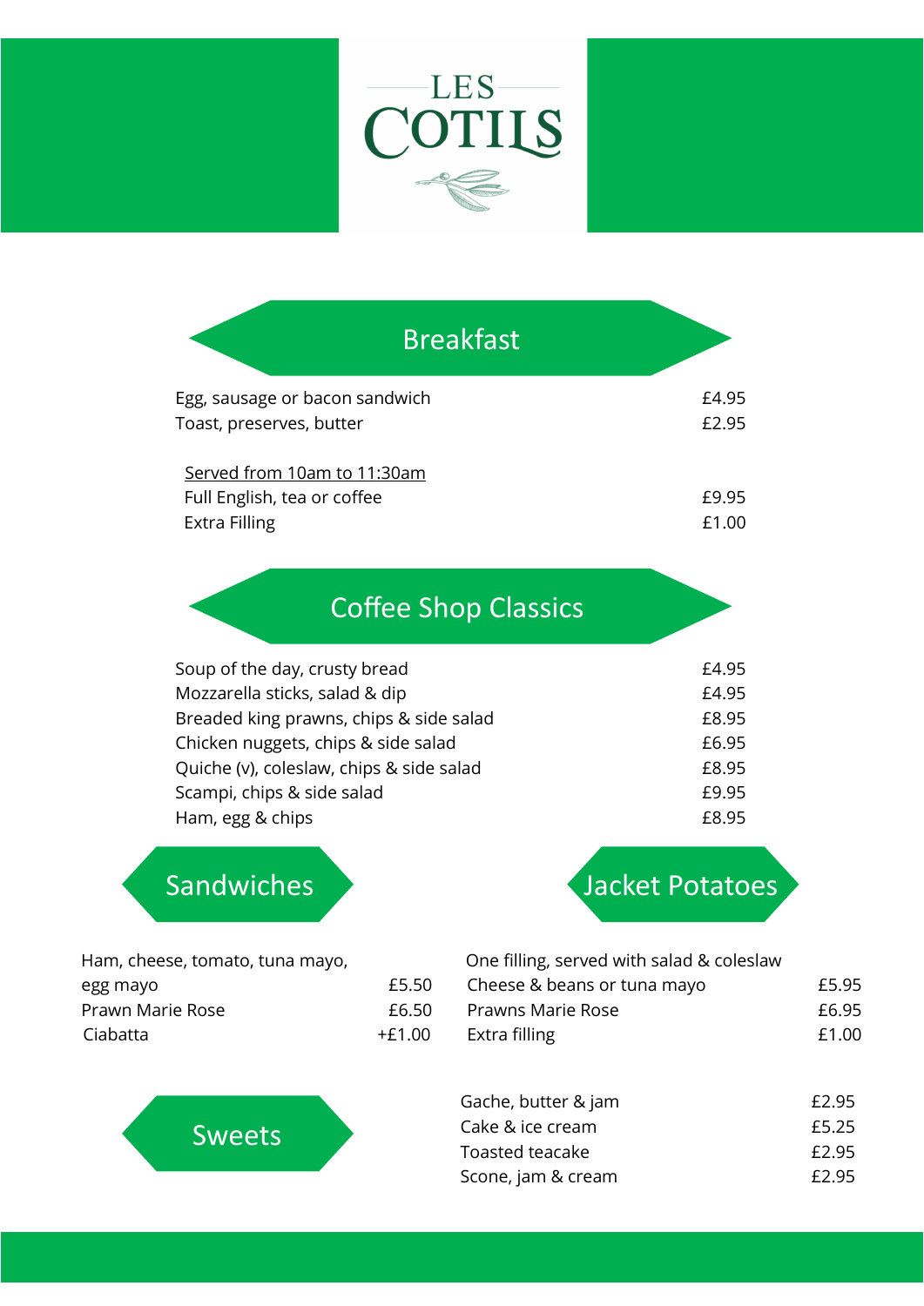# LES COTILS

## Breakfast

| Item | Price |
| --- | --- |
| Egg, sausage or bacon sandwich | £4.95 |
| Toast, preserves, butter | £2.95 |

<u>Served from 10am to 11:30am</u>

| Item | Price |
| --- | --- |
| Full English, tea or coffee | £9.95 |
| Extra Filling | £1.00 |

## Coffee Shop Classics

| Item | Price |
| --- | --- |
| Soup of the day, crusty bread | £4.95 |
| Mozzarella sticks, salad & dip | £4.95 |
| Breaded king prawns, chips & side salad | £8.95 |
| Chicken nuggets, chips & side salad | £6.95 |
| Quiche (v), coleslaw, chips & side salad | £8.95 |
| Scampi, chips & side salad | £9.95 |
| Ham, egg & chips | £8.95 |

## Sandwiches

| Item | Price |
| --- | --- |
| Ham, cheese, tomato, tuna mayo, egg mayo | £5.50 |
| Prawn Marie Rose | £6.50 |
| Ciabatta | +£1.00 |

## Jacket Potatoes

One filling, served with salad & coleslaw

| Item | Price |
| --- | --- |
| Cheese & beans or tuna mayo | £5.95 |
| Prawns Marie Rose | £6.95 |
| Extra filling | £1.00 |

## Sweets

| Item | Price |
| --- | --- |
| Gache, butter & jam | £2.95 |
| Cake & ice cream | £5.25 |
| Toasted teacake | £2.95 |
| Scone, jam & cream | £2.95 |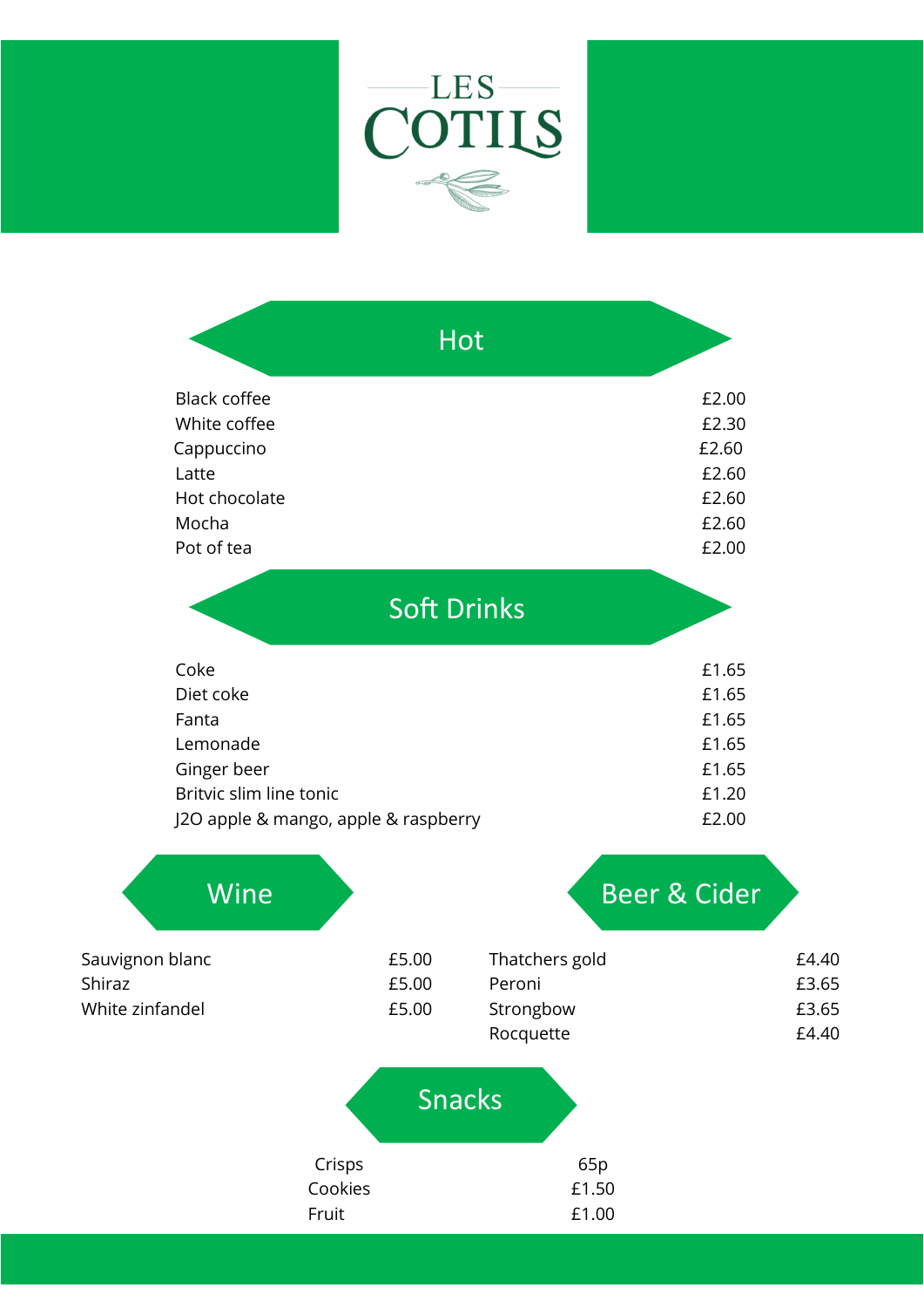# LES COTILS

## Hot

| | |
|---|---|
| Black coffee | £2.00 |
| White coffee | £2.30 |
| Cappuccino | £2.60 |
| Latte | £2.60 |
| Hot chocolate | £2.60 |
| Mocha | £2.60 |
| Pot of tea | £2.00 |

## Soft Drinks

| | |
|---|---|
| Coke | £1.65 |
| Diet coke | £1.65 |
| Fanta | £1.65 |
| Lemonade | £1.65 |
| Ginger beer | £1.65 |
| Britvic slim line tonic | £1.20 |
| J2O apple & mango, apple & raspberry | £2.00 |

## Wine

| | |
|---|---|
| Sauvignon blanc | £5.00 |
| Shiraz | £5.00 |
| White zinfandel | £5.00 |

## Beer & Cider

| | |
|---|---|
| Thatchers gold | £4.40 |
| Peroni | £3.65 |
| Strongbow | £3.65 |
| Rocquette | £4.40 |

## Snacks

| | |
|---|---|
| Crisps | 65p |
| Cookies | £1.50 |
| Fruit | £1.00 |